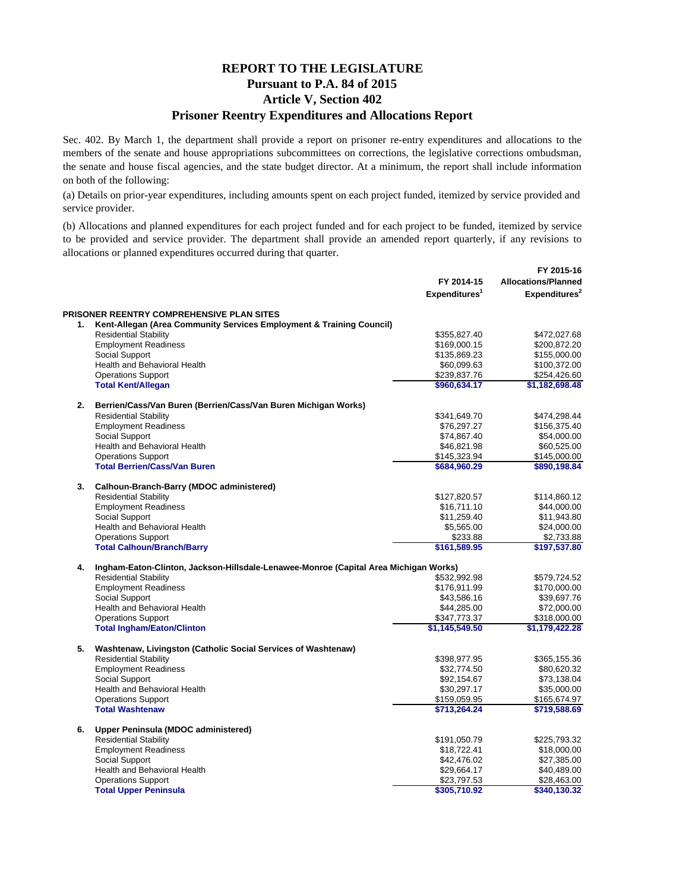# REPORT TO THE LEGISLATURE
## Pursuant to P.A. 84 of 2015
## Article V, Section 402
## Prisoner Reentry Expenditures and Allocations Report

Sec. 402. By March 1, the department shall provide a report on prisoner re-entry expenditures and allocations to the members of the senate and house appropriations subcommittees on corrections, the legislative corrections ombudsman, the senate and house fiscal agencies, and the state budget director. At a minimum, the report shall include information on both of the following:

(a) Details on prior-year expenditures, including amounts spent on each project funded, itemized by service provided and service provider.

(b) Allocations and planned expenditures for each project funded and for each project to be funded, itemized by service to be provided and service provider. The department shall provide an amended report quarterly, if any revisions to allocations or planned expenditures occurred during that quarter.

| | | FY 2014-15 Expenditures[1] | FY 2015-16 Allocations/Planned Expenditures[2] |
|---|---|---|---|
| **PRISONER REENTRY COMPREHENSIVE PLAN SITES** | | | |
| **1.** | **Kent-Allegan (Area Community Services Employment & Training Council)** | | |
| | Residential Stability | $355,827.40 | $472,027.68 |
| | Employment Readiness | $169,000.15 | $200,872.20 |
| | Social Support | $135,869.23 | $155,000.00 |
| | Health and Behavioral Health | $60,099.63 | $100,372.00 |
| | Operations Support | $239,837.76 | $254,426.60 |
| | **Total Kent/Allegan** | **$960,634.17** | **$1,182,698.48** |
| **2.** | **Berrien/Cass/Van Buren (Berrien/Cass/Van Buren Michigan Works)** | | |
| | Residential Stability | $341,649.70 | $474,298.44 |
| | Employment Readiness | $76,297.27 | $156,375.40 |
| | Social Support | $74,867.40 | $54,000.00 |
| | Health and Behavioral Health | $46,821.98 | $60,525.00 |
| | Operations Support | $145,323.94 | $145,000.00 |
| | **Total Berrien/Cass/Van Buren** | **$684,960.29** | **$890,198.84** |
| **3.** | **Calhoun-Branch-Barry (MDOC administered)** | | |
| | Residential Stability | $127,820.57 | $114,860.12 |
| | Employment Readiness | $16,711.10 | $44,000.00 |
| | Social Support | $11,259.40 | $11,943.80 |
| | Health and Behavioral Health | $5,565.00 | $24,000.00 |
| | Operations Support | $233.88 | $2,733.88 |
| | **Total Calhoun/Branch/Barry** | **$161,589.95** | **$197,537.80** |
| **4.** | **Ingham-Eaton-Clinton, Jackson-Hillsdale-Lenawee-Monroe (Capital Area Michigan Works)** | | |
| | Residential Stability | $532,992.98 | $579,724.52 |
| | Employment Readiness | $176,911.99 | $170,000.00 |
| | Social Support | $43,586.16 | $39,697.76 |
| | Health and Behavioral Health | $44,285.00 | $72,000.00 |
| | Operations Support | $347,773.37 | $318,000.00 |
| | **Total Ingham/Eaton/Clinton** | **$1,145,549.50** | **$1,179,422.28** |
| **5.** | **Washtenaw, Livingston (Catholic Social Services of Washtenaw)** | | |
| | Residential Stability | $398,977.95 | $365,155.36 |
| | Employment Readiness | $32,774.50 | $80,620.32 |
| | Social Support | $92,154.67 | $73,138.04 |
| | Health and Behavioral Health | $30,297.17 | $35,000.00 |
| | Operations Support | $159,059.95 | $165,674.97 |
| | **Total Washtenaw** | **$713,264.24** | **$719,588.69** |
| **6.** | **Upper Peninsula (MDOC administered)** | | |
| | Residential Stability | $191,050.79 | $225,793.32 |
| | Employment Readiness | $18,722.41 | $18,000.00 |
| | Social Support | $42,476.02 | $27,385.00 |
| | Health and Behavioral Health | $29,664.17 | $40,489.00 |
| | Operations Support | $23,797.53 | $28,463.00 |
| | **Total Upper Peninsula** | **$305,710.92** | **$340,130.32** |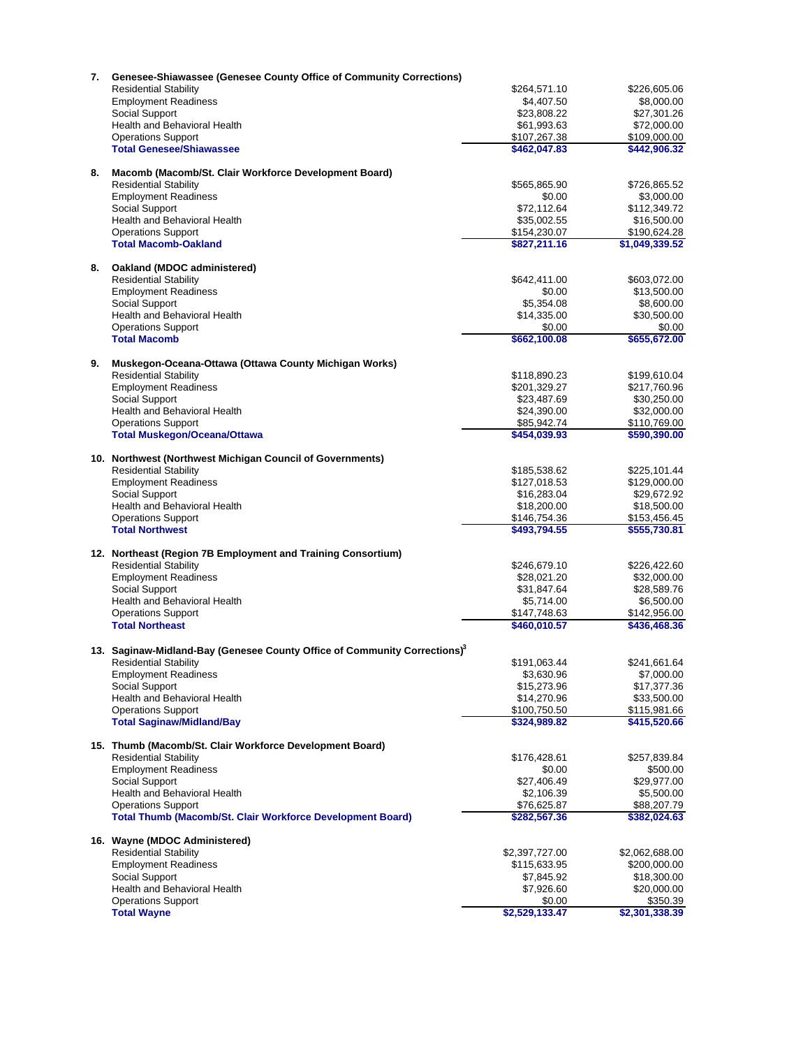| | | | |
|---|---|---|---|
| **7.** | **Genesee-Shiawassee (Genesee County Office of Community Corrections)** | | |
| | Residential Stability | $264,571.10 | $226,605.06 |
| | Employment Readiness | $4,407.50 | $8,000.00 |
| | Social Support | $23,808.22 | $27,301.26 |
| | Health and Behavioral Health | $61,993.63 | $72,000.00 |
| | Operations Support | $107,267.38 | $109,000.00 |
| | **Total Genesee/Shiawassee** | **$462,047.83** | **$442,906.32** |
| **8.** | **Macomb (Macomb/St. Clair Workforce Development Board)** | | |
| | Residential Stability | $565,865.90 | $726,865.52 |
| | Employment Readiness | $0.00 | $3,000.00 |
| | Social Support | $72,112.64 | $112,349.72 |
| | Health and Behavioral Health | $35,002.55 | $16,500.00 |
| | Operations Support | $154,230.07 | $190,624.28 |
| | **Total Macomb-Oakland** | **$827,211.16** | **$1,049,339.52** |
| **8.** | **Oakland (MDOC administered)** | | |
| | Residential Stability | $642,411.00 | $603,072.00 |
| | Employment Readiness | $0.00 | $13,500.00 |
| | Social Support | $5,354.08 | $8,600.00 |
| | Health and Behavioral Health | $14,335.00 | $30,500.00 |
| | Operations Support | $0.00 | $0.00 |
| | **Total Macomb** | **$662,100.08** | **$655,672.00** |
| **9.** | **Muskegon-Oceana-Ottawa (Ottawa County Michigan Works)** | | |
| | Residential Stability | $118,890.23 | $199,610.04 |
| | Employment Readiness | $201,329.27 | $217,760.96 |
| | Social Support | $23,487.69 | $30,250.00 |
| | Health and Behavioral Health | $24,390.00 | $32,000.00 |
| | Operations Support | $85,942.74 | $110,769.00 |
| | **Total Muskegon/Oceana/Ottawa** | **$454,039.93** | **$590,390.00** |
| **10.** | **Northwest (Northwest Michigan Council of Governments)** | | |
| | Residential Stability | $185,538.62 | $225,101.44 |
| | Employment Readiness | $127,018.53 | $129,000.00 |
| | Social Support | $16,283.04 | $29,672.92 |
| | Health and Behavioral Health | $18,200.00 | $18,500.00 |
| | Operations Support | $146,754.36 | $153,456.45 |
| | **Total Northwest** | **$493,794.55** | **$555,730.81** |
| **12.** | **Northeast (Region 7B Employment and Training Consortium)** | | |
| | Residential Stability | $246,679.10 | $226,422.60 |
| | Employment Readiness | $28,021.20 | $32,000.00 |
| | Social Support | $31,847.64 | $28,589.76 |
| | Health and Behavioral Health | $5,714.00 | $6,500.00 |
| | Operations Support | $147,748.63 | $142,956.00 |
| | **Total Northeast** | **$460,010.57** | **$436,468.36** |
| **13.** | **Saginaw-Midland-Bay (Genesee County Office of Community Corrections)[3]** | | |
| | Residential Stability | $191,063.44 | $241,661.64 |
| | Employment Readiness | $3,630.96 | $7,000.00 |
| | Social Support | $15,273.96 | $17,377.36 |
| | Health and Behavioral Health | $14,270.96 | $33,500.00 |
| | Operations Support | $100,750.50 | $115,981.66 |
| | **Total Saginaw/Midland/Bay** | **$324,989.82** | **$415,520.66** |
| **15.** | **Thumb (Macomb/St. Clair Workforce Development Board)** | | |
| | Residential Stability | $176,428.61 | $257,839.84 |
| | Employment Readiness | $0.00 | $500.00 |
| | Social Support | $27,406.49 | $29,977.00 |
| | Health and Behavioral Health | $2,106.39 | $5,500.00 |
| | Operations Support | $76,625.87 | $88,207.79 |
| | **Total Thumb (Macomb/St. Clair Workforce Development Board)** | **$282,567.36** | **$382,024.63** |
| **16.** | **Wayne (MDOC Administered)** | | |
| | Residential Stability | $2,397,727.00 | $2,062,688.00 |
| | Employment Readiness | $115,633.95 | $200,000.00 |
| | Social Support | $7,845.92 | $18,300.00 |
| | Health and Behavioral Health | $7,926.60 | $20,000.00 |
| | Operations Support | $0.00 | $350.39 |
| | **Total Wayne** | **$2,529,133.47** | **$2,301,338.39** |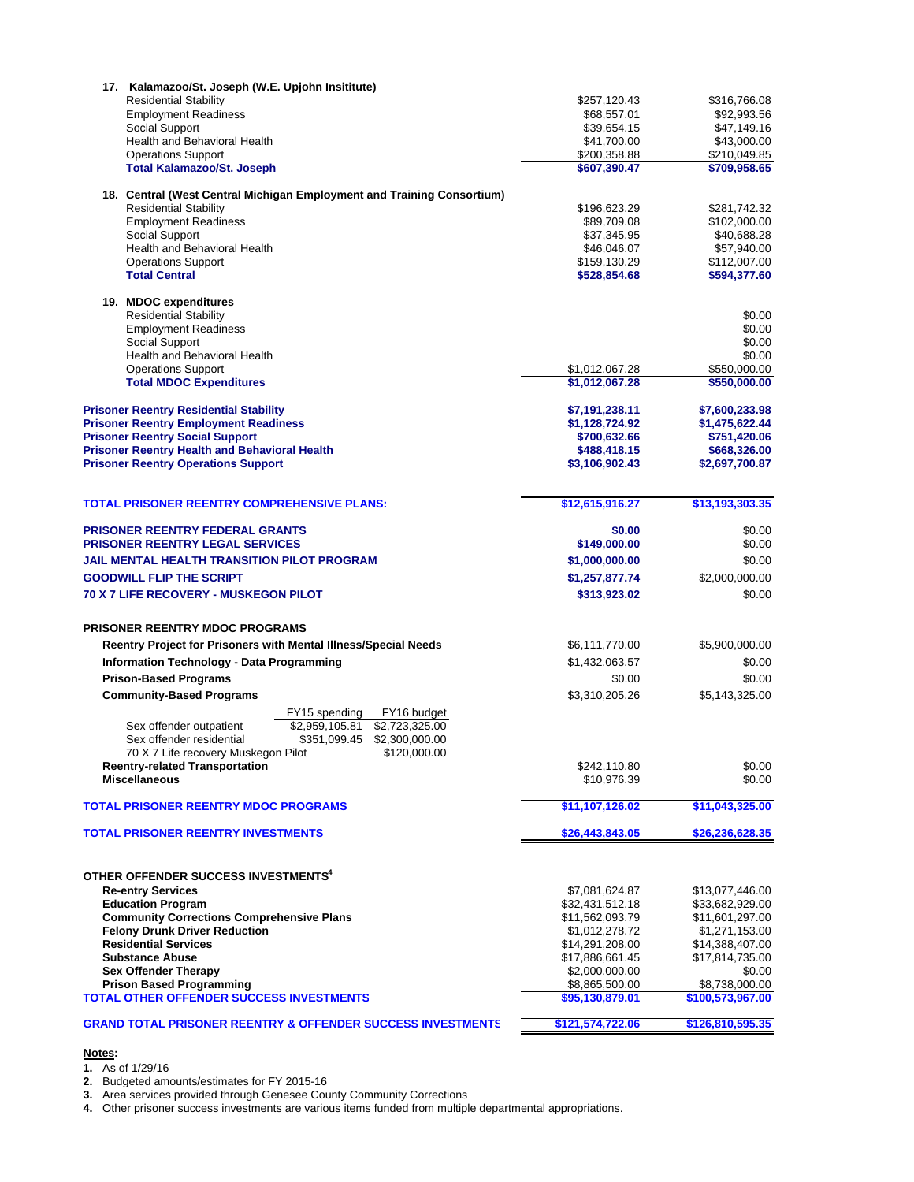| | | |
|---|---|---|
| **17. Kalamazoo/St. Joseph (W.E. Upjohn Insititute)** | | |
| Residential Stability | $257,120.43 | $316,766.08 |
| Employment Readiness | $68,557.01 | $92,993.56 |
| Social Support | $39,654.15 | $47,149.16 |
| Health and Behavioral Health | $41,700.00 | $43,000.00 |
| Operations Support | $200,358.88 | $210,049.85 |
| **Total Kalamazoo/St. Joseph** | **$607,390.47** | **$709,958.65** |
| **18. Central (West Central Michigan Employment and Training Consortium)** | | |
| Residential Stability | $196,623.29 | $281,742.32 |
| Employment Readiness | $89,709.08 | $102,000.00 |
| Social Support | $37,345.95 | $40,688.28 |
| Health and Behavioral Health | $46,046.07 | $57,940.00 |
| Operations Support | $159,130.29 | $112,007.00 |
| **Total Central** | **$528,854.68** | **$594,377.60** |
| **19. MDOC expenditures** | | |
| Residential Stability | | $0.00 |
| Employment Readiness | | $0.00 |
| Social Support | | $0.00 |
| Health and Behavioral Health | | $0.00 |
| Operations Support | $1,012,067.28 | $550,000.00 |
| **Total MDOC Expenditures** | **$1,012,067.28** | **$550,000.00** |
| **Prisoner Reentry Residential Stability** | **$7,191,238.11** | **$7,600,233.98** |
| **Prisoner Reentry Employment Readiness** | **$1,128,724.92** | **$1,475,622.44** |
| **Prisoner Reentry Social Support** | **$700,632.66** | **$751,420.06** |
| **Prisoner Reentry Health and Behavioral Health** | **$488,418.15** | **$668,326.00** |
| **Prisoner Reentry Operations Support** | **$3,106,902.43** | **$2,697,700.87** |
| **TOTAL PRISONER REENTRY COMPREHENSIVE PLANS:** | **$12,615,916.27** | **$13,193,303.35** |
| **PRISONER REENTRY FEDERAL GRANTS** | **$0.00** | $0.00 |
| **PRISONER REENTRY LEGAL SERVICES** | **$149,000.00** | $0.00 |
| **JAIL MENTAL HEALTH TRANSITION PILOT PROGRAM** | **$1,000,000.00** | $0.00 |
| **GOODWILL FLIP THE SCRIPT** | **$1,257,877.74** | $2,000,000.00 |
| **70 X 7 LIFE RECOVERY - MUSKEGON PILOT** | **$313,923.02** | $0.00 |
| **PRISONER REENTRY MDOC PROGRAMS** | | |
| **Reentry Project for Prisoners with Mental Illness/Special Needs** | $6,111,770.00 | $5,900,000.00 |
| **Information Technology - Data Programming** | $1,432,063.57 | $0.00 |
| **Prison-Based Programs** | $0.00 | $0.00 |
| **Community-Based Programs** | $3,310,205.26 | $5,143,325.00 |
| **Reentry-related Transportation** | $242,110.80 | $0.00 |
| **Miscellaneous** | $10,976.39 | $0.00 |
| **TOTAL PRISONER REENTRY MDOC PROGRAMS** | **$11,107,126.02** | **$11,043,325.00** |
| **TOTAL PRISONER REENTRY INVESTMENTS** | **$26,443,843.05** | **$26,236,628.35** |

Community-Based Programs detail:

| | FY15 spending | FY16 budget |
|---|---|---|
| Sex offender outpatient | $2,959,105.81 | $2,723,325.00 |
| Sex offender residential | $351,099.45 | $2,300,000.00 |
| 70 X 7 Life recovery Muskegon Pilot | | $120,000.00 |

| | | |
|---|---|---|
| **OTHER OFFENDER SUCCESS INVESTMENTS[4]** | | |
| **Re-entry Services** | $7,081,624.87 | $13,077,446.00 |
| **Education Program** | $32,431,512.18 | $33,682,929.00 |
| **Community Corrections Comprehensive Plans** | $11,562,093.79 | $11,601,297.00 |
| **Felony Drunk Driver Reduction** | $1,012,278.72 | $1,271,153.00 |
| **Residential Services** | $14,291,208.00 | $14,388,407.00 |
| **Substance Abuse** | $17,886,661.45 | $17,814,735.00 |
| **Sex Offender Therapy** | $2,000,000.00 | $0.00 |
| **Prison Based Programming** | $8,865,500.00 | $8,738,000.00 |
| **TOTAL OTHER OFFENDER SUCCESS INVESTMENTS** | **$95,130,879.01** | **$100,573,967.00** |
| **GRAND TOTAL PRISONER REENTRY & OFFENDER SUCCESS INVESTMENTS** | **$121,574,722.06** | **$126,810,595.35** |

**Notes:**

1. As of 1/29/16
2. Budgeted amounts/estimates for FY 2015-16
3. Area services provided through Genesee County Community Corrections
4. Other prisoner success investments are various items funded from multiple departmental appropriations.